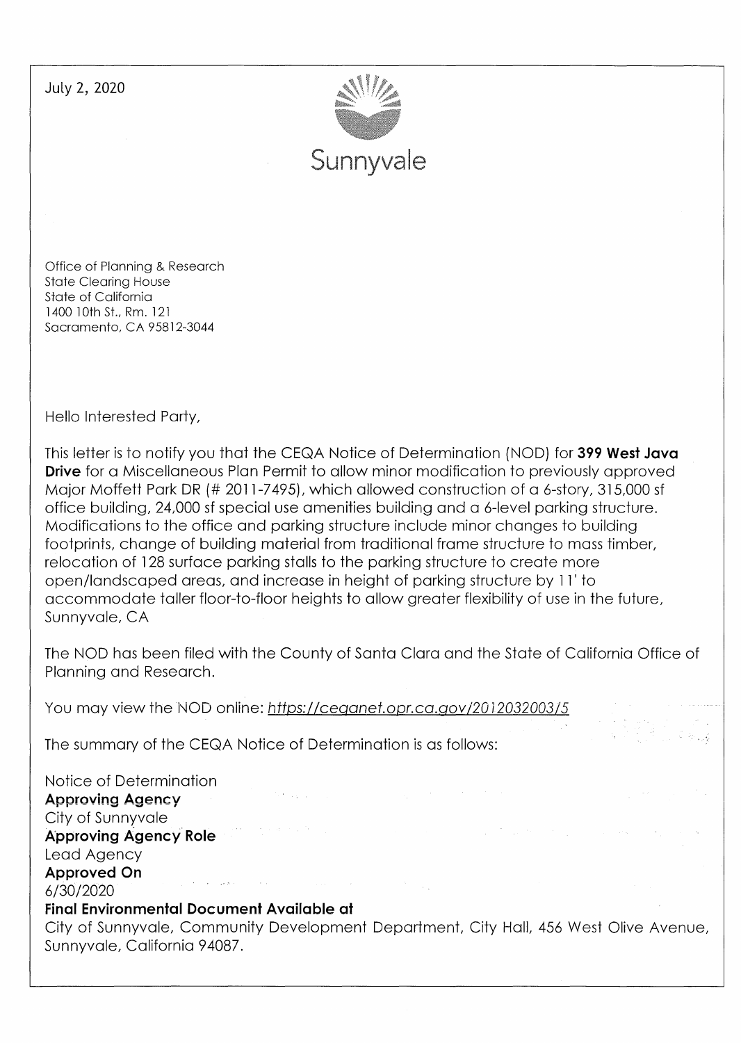July 2, 2020

Sunnyvale

Office of Planning & Research
State Clearing House
State of California
1400 10th St., Rm. 121
Sacramento, CA 95812-3044

Hello Interested Party,

This letter is to notify you that the CEQA Notice of Determination (NOD) for **399 West Java Drive** for a Miscellaneous Plan Permit to allow minor modification to previously approved Major Moffett Park DR (# 2011-7495), which allowed construction of a 6-story, 315,000 sf office building, 24,000 sf special use amenities building and a 6-level parking structure. Modifications to the office and parking structure include minor changes to building footprints, change of building material from traditional frame structure to mass timber, relocation of 128 surface parking stalls to the parking structure to create more open/landscaped areas, and increase in height of parking structure by 11' to accommodate taller floor-to-floor heights to allow greater flexibility of use in the future, Sunnyvale, CA

The NOD has been filed with the County of Santa Clara and the State of California Office of Planning and Research.

You may view the NOD online: *https://ceqanet.opr.ca.gov/2012032003/5*

The summary of the CEQA Notice of Determination is as follows:

Notice of Determination
**Approving Agency**
City of Sunnyvale
**Approving Agency Role**
Lead Agency
**Approved On**
6/30/2020
**Final Environmental Document Available at**
City of Sunnyvale, Community Development Department, City Hall, 456 West Olive Avenue, Sunnyvale, California 94087.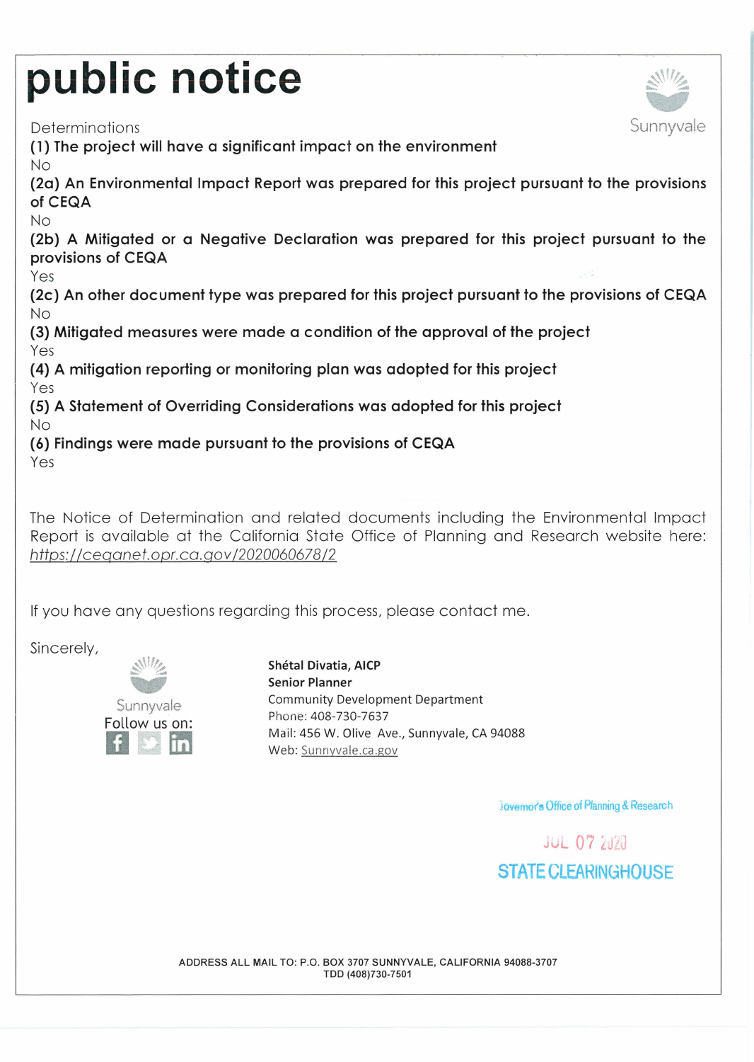# public notice

Sunnyvale

Determinations

**(1) The project will have a significant impact on the environment**

No

**(2a) An Environmental Impact Report was prepared for this project pursuant to the provisions of CEQA**

No

**(2b) A Mitigated or a Negative Declaration was prepared for this project pursuant to the provisions of CEQA**

Yes

**(2c) An other document type was prepared for this project pursuant to the provisions of CEQA**

No

**(3) Mitigated measures were made a condition of the approval of the project**

Yes

**(4) A mitigation reporting or monitoring plan was adopted for this project**

Yes

**(5) A Statement of Overriding Considerations was adopted for this project**

No

**(6) Findings were made pursuant to the provisions of CEQA**

Yes

The Notice of Determination and related documents including the Environmental Impact Report is available at the California State Office of Planning and Research website here: https://ceqanet.opr.ca.gov/2020060678/2

If you have any questions regarding this process, please contact me.

Sincerely,

Sunnyvale
Follow us on:

**Shétal Divatia, AICP**
**Senior Planner**
Community Development Department
Phone: 408-730-7637
Mail: 456 W. Olive Ave., Sunnyvale, CA 94088
Web: Sunnyvale.ca.gov

Governor's Office of Planning & Research

JUL 07 2020

STATE CLEARINGHOUSE

ADDRESS ALL MAIL TO: P.O. BOX 3707 SUNNYVALE, CALIFORNIA 94088-3707
TDD (408)730-7501